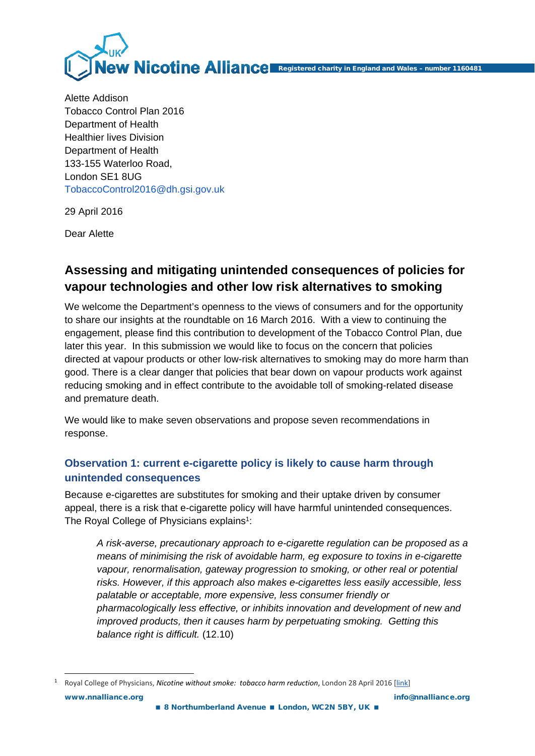New Nicotine Alliance UK — Registered charity in England and Wales – number 1160481

Alette Addison
Tobacco Control Plan 2016
Department of Health
Healthier lives Division
Department of Health
133-155 Waterloo Road,
London SE1 8UG
TobaccoControl2016@dh.gsi.gov.uk

29 April 2016

Dear Alette

# Assessing and mitigating unintended consequences of policies for vapour technologies and other low risk alternatives to smoking

We welcome the Department's openness to the views of consumers and for the opportunity to share our insights at the roundtable on 16 March 2016. With a view to continuing the engagement, please find this contribution to development of the Tobacco Control Plan, due later this year. In this submission we would like to focus on the concern that policies directed at vapour products or other low-risk alternatives to smoking may do more harm than good. There is a clear danger that policies that bear down on vapour products work against reducing smoking and in effect contribute to the avoidable toll of smoking-related disease and premature death.

We would like to make seven observations and propose seven recommendations in response.

## Observation 1: current e-cigarette policy is likely to cause harm through unintended consequences

Because e-cigarettes are substitutes for smoking and their uptake driven by consumer appeal, there is a risk that e-cigarette policy will have harmful unintended consequences. The Royal College of Physicians explains[1]:

> *A risk-averse, precautionary approach to e-cigarette regulation can be proposed as a means of minimising the risk of avoidable harm, eg exposure to toxins in e-cigarette vapour, renormalisation, gateway progression to smoking, or other real or potential risks. However, if this approach also makes e-cigarettes less easily accessible, less palatable or acceptable, more expensive, less consumer friendly or pharmacologically less effective, or inhibits innovation and development of new and improved products, then it causes harm by perpetuating smoking. Getting this balance right is difficult.* (12.10)

[1] Royal College of Physicians, *Nicotine without smoke: tobacco harm reduction*, London 28 April 2016 [link]

www.nnalliance.org info@nnalliance.org
■ 8 Northumberland Avenue ■ London, WC2N 5BY, UK ■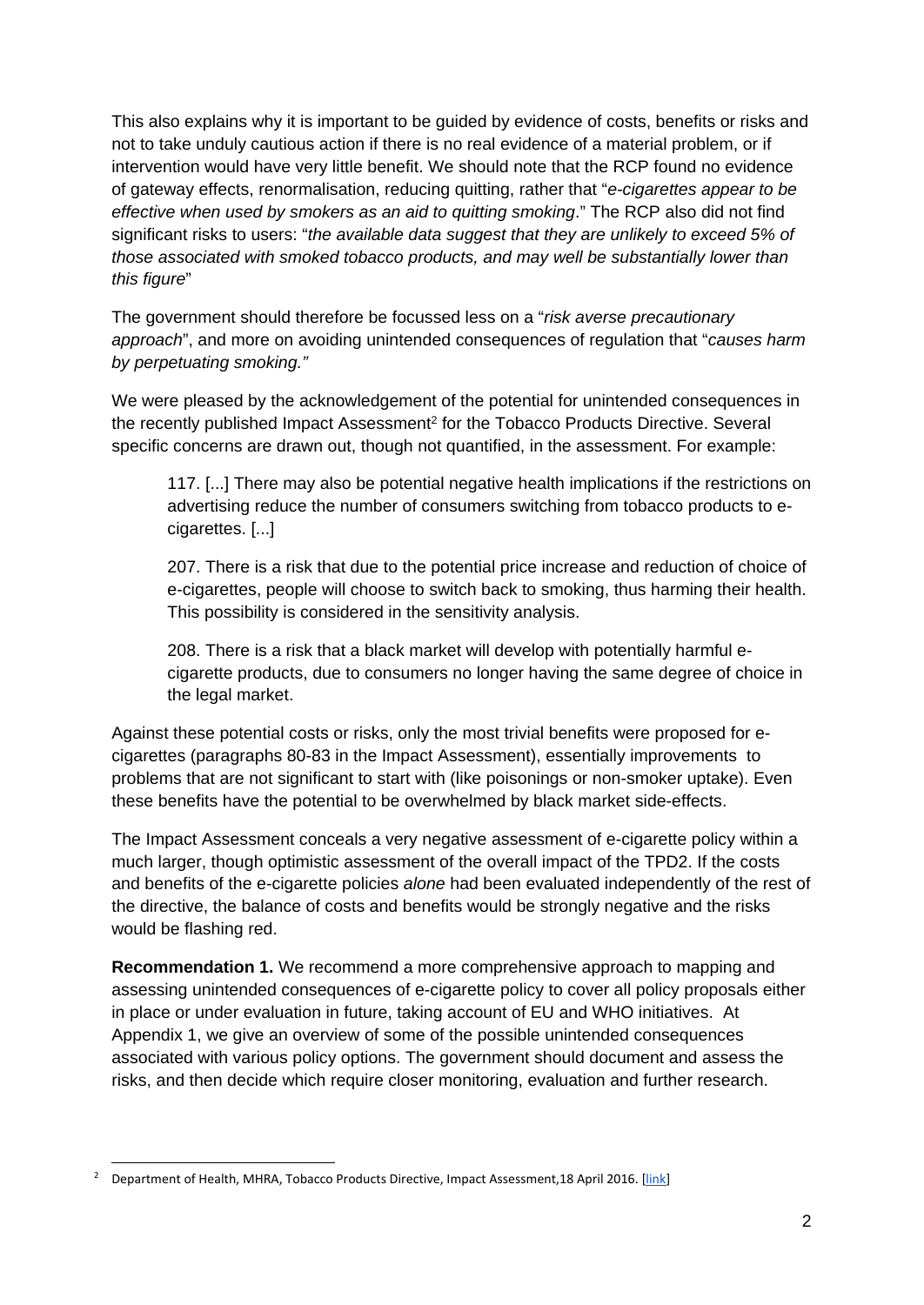This also explains why it is important to be guided by evidence of costs, benefits or risks and not to take unduly cautious action if there is no real evidence of a material problem, or if intervention would have very little benefit. We should note that the RCP found no evidence of gateway effects, renormalisation, reducing quitting, rather that "*e-cigarettes appear to be effective when used by smokers as an aid to quitting smoking*." The RCP also did not find significant risks to users: "*the available data suggest that they are unlikely to exceed 5% of those associated with smoked tobacco products, and may well be substantially lower than this figure*"

The government should therefore be focussed less on a "*risk averse precautionary approach*", and more on avoiding unintended consequences of regulation that "*causes harm by perpetuating smoking.*"

We were pleased by the acknowledgement of the potential for unintended consequences in the recently published Impact Assessment[2] for the Tobacco Products Directive. Several specific concerns are drawn out, though not quantified, in the assessment. For example:

> 117. [...] There may also be potential negative health implications if the restrictions on advertising reduce the number of consumers switching from tobacco products to e-cigarettes. [...]
>
> 207. There is a risk that due to the potential price increase and reduction of choice of e-cigarettes, people will choose to switch back to smoking, thus harming their health. This possibility is considered in the sensitivity analysis.
>
> 208. There is a risk that a black market will develop with potentially harmful e-cigarette products, due to consumers no longer having the same degree of choice in the legal market.

Against these potential costs or risks, only the most trivial benefits were proposed for e-cigarettes (paragraphs 80-83 in the Impact Assessment), essentially improvements to problems that are not significant to start with (like poisonings or non-smoker uptake). Even these benefits have the potential to be overwhelmed by black market side-effects.

The Impact Assessment conceals a very negative assessment of e-cigarette policy within a much larger, though optimistic assessment of the overall impact of the TPD2. If the costs and benefits of the e-cigarette policies *alone* had been evaluated independently of the rest of the directive, the balance of costs and benefits would be strongly negative and the risks would be flashing red.

**Recommendation 1.** We recommend a more comprehensive approach to mapping and assessing unintended consequences of e-cigarette policy to cover all policy proposals either in place or under evaluation in future, taking account of EU and WHO initiatives. At Appendix 1, we give an overview of some of the possible unintended consequences associated with various policy options. The government should document and assess the risks, and then decide which require closer monitoring, evaluation and further research.

---

[2] Department of Health, MHRA, Tobacco Products Directive, Impact Assessment,18 April 2016. [link]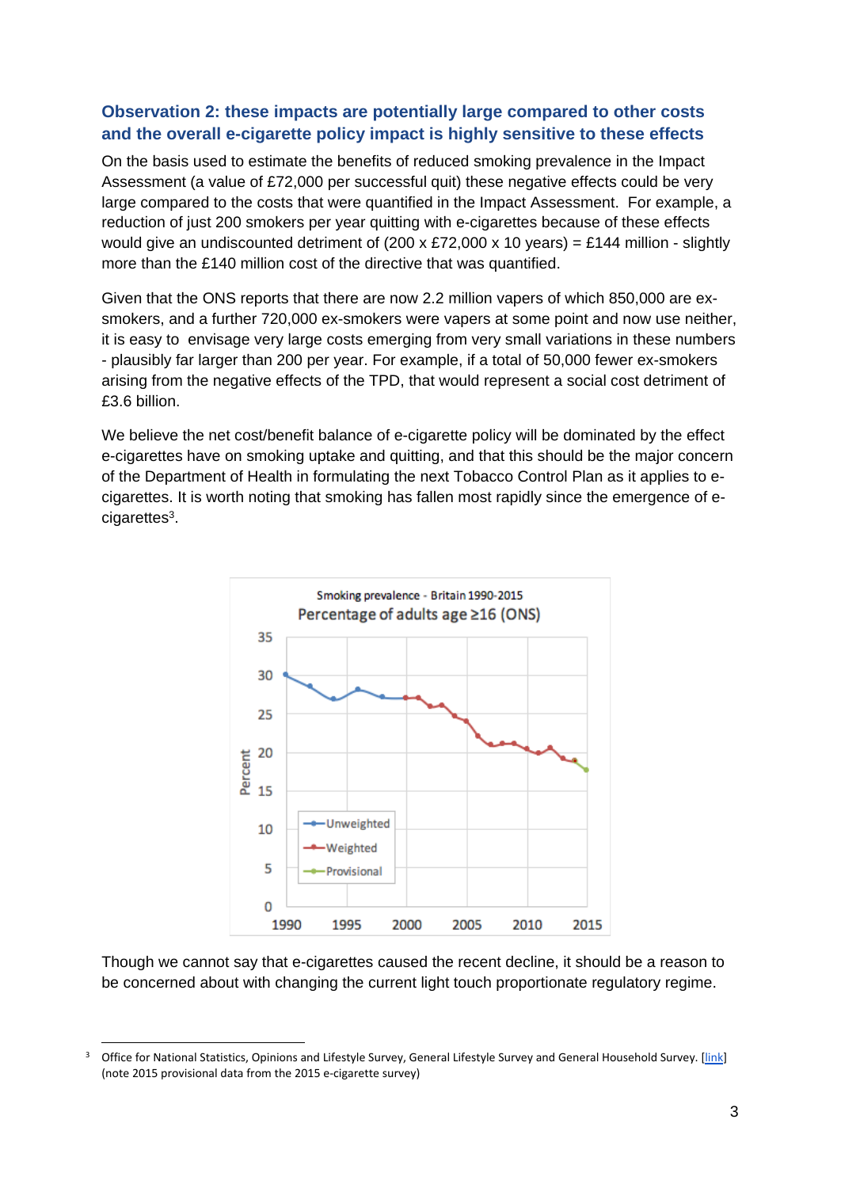### Observation 2: these impacts are potentially large compared to other costs and the overall e-cigarette policy impact is highly sensitive to these effects

On the basis used to estimate the benefits of reduced smoking prevalence in the Impact Assessment (a value of £72,000 per successful quit) these negative effects could be very large compared to the costs that were quantified in the Impact Assessment. For example, a reduction of just 200 smokers per year quitting with e-cigarettes because of these effects would give an undiscounted detriment of (200 x £72,000 x 10 years) = £144 million - slightly more than the £140 million cost of the directive that was quantified.

Given that the ONS reports that there are now 2.2 million vapers of which 850,000 are ex-smokers, and a further 720,000 ex-smokers were vapers at some point and now use neither, it is easy to envisage very large costs emerging from very small variations in these numbers - plausibly far larger than 200 per year. For example, if a total of 50,000 fewer ex-smokers arising from the negative effects of the TPD, that would represent a social cost detriment of £3.6 billion.

We believe the net cost/benefit balance of e-cigarette policy will be dominated by the effect e-cigarettes have on smoking uptake and quitting, and that this should be the major concern of the Department of Health in formulating the next Tobacco Control Plan as it applies to e-cigarettes. It is worth noting that smoking has fallen most rapidly since the emergence of e-cigarettes[3].

Smoking prevalence - Britain 1990-2015
Percentage of adults age ≥16 (ONS)

Percent
35
30
25
20
15
10
5
0
1990
1995
2000
2005
2010
2015

Unweighted
Weighted
Provisional

Though we cannot say that e-cigarettes caused the recent decline, it should be a reason to be concerned about with changing the current light touch proportionate regulatory regime.

---

[3] Office for National Statistics, Opinions and Lifestyle Survey, General Lifestyle Survey and General Household Survey. [link] (note 2015 provisional data from the 2015 e-cigarette survey)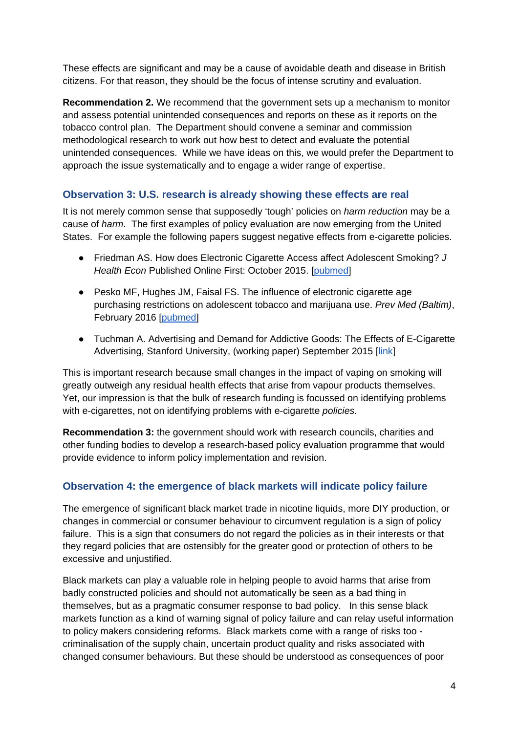These effects are significant and may be a cause of avoidable death and disease in British citizens. For that reason, they should be the focus of intense scrutiny and evaluation.

**Recommendation 2.** We recommend that the government sets up a mechanism to monitor and assess potential unintended consequences and reports on these as it reports on the tobacco control plan. The Department should convene a seminar and commission methodological research to work out how best to detect and evaluate the potential unintended consequences. While we have ideas on this, we would prefer the Department to approach the issue systematically and to engage a wider range of expertise.

### Observation 3: U.S. research is already showing these effects are real

It is not merely common sense that supposedly 'tough' policies on *harm reduction* may be a cause of *harm*. The first examples of policy evaluation are now emerging from the United States. For example the following papers suggest negative effects from e-cigarette policies.

- Friedman AS. How does Electronic Cigarette Access affect Adolescent Smoking? *J Health Econ* Published Online First: October 2015. [pubmed]
- Pesko MF, Hughes JM, Faisal FS. The influence of electronic cigarette age purchasing restrictions on adolescent tobacco and marijuana use. *Prev Med (Baltim)*, February 2016 [pubmed]
- Tuchman A. Advertising and Demand for Addictive Goods: The Effects of E-Cigarette Advertising, Stanford University, (working paper) September 2015 [link]

This is important research because small changes in the impact of vaping on smoking will greatly outweigh any residual health effects that arise from vapour products themselves. Yet, our impression is that the bulk of research funding is focussed on identifying problems with e-cigarettes, not on identifying problems with e-cigarette *policies*.

**Recommendation 3:** the government should work with research councils, charities and other funding bodies to develop a research-based policy evaluation programme that would provide evidence to inform policy implementation and revision.

### Observation 4: the emergence of black markets will indicate policy failure

The emergence of significant black market trade in nicotine liquids, more DIY production, or changes in commercial or consumer behaviour to circumvent regulation is a sign of policy failure. This is a sign that consumers do not regard the policies as in their interests or that they regard policies that are ostensibly for the greater good or protection of others to be excessive and unjustified.

Black markets can play a valuable role in helping people to avoid harms that arise from badly constructed policies and should not automatically be seen as a bad thing in themselves, but as a pragmatic consumer response to bad policy. In this sense black markets function as a kind of warning signal of policy failure and can relay useful information to policy makers considering reforms. Black markets come with a range of risks too - criminalisation of the supply chain, uncertain product quality and risks associated with changed consumer behaviours. But these should be understood as consequences of poor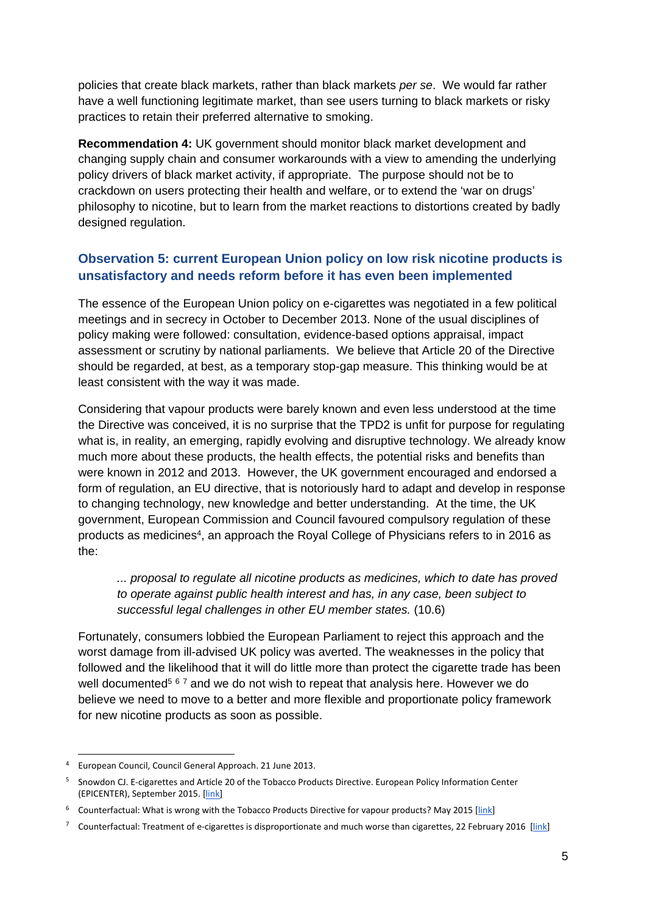policies that create black markets, rather than black markets *per se*. We would far rather have a well functioning legitimate market, than see users turning to black markets or risky practices to retain their preferred alternative to smoking.

**Recommendation 4:** UK government should monitor black market development and changing supply chain and consumer workarounds with a view to amending the underlying policy drivers of black market activity, if appropriate. The purpose should not be to crackdown on users protecting their health and welfare, or to extend the 'war on drugs' philosophy to nicotine, but to learn from the market reactions to distortions created by badly designed regulation.

## Observation 5: current European Union policy on low risk nicotine products is unsatisfactory and needs reform before it has even been implemented

The essence of the European Union policy on e-cigarettes was negotiated in a few political meetings and in secrecy in October to December 2013. None of the usual disciplines of policy making were followed: consultation, evidence-based options appraisal, impact assessment or scrutiny by national parliaments. We believe that Article 20 of the Directive should be regarded, at best, as a temporary stop-gap measure. This thinking would be at least consistent with the way it was made.

Considering that vapour products were barely known and even less understood at the time the Directive was conceived, it is no surprise that the TPD2 is unfit for purpose for regulating what is, in reality, an emerging, rapidly evolving and disruptive technology. We already know much more about these products, the health effects, the potential risks and benefits than were known in 2012 and 2013. However, the UK government encouraged and endorsed a form of regulation, an EU directive, that is notoriously hard to adapt and develop in response to changing technology, new knowledge and better understanding. At the time, the UK government, European Commission and Council favoured compulsory regulation of these products as medicines[4], an approach the Royal College of Physicians refers to in 2016 as the:

> *... proposal to regulate all nicotine products as medicines, which to date has proved to operate against public health interest and has, in any case, been subject to successful legal challenges in other EU member states.* (10.6)

Fortunately, consumers lobbied the European Parliament to reject this approach and the worst damage from ill-advised UK policy was averted. The weaknesses in the policy that followed and the likelihood that it will do little more than protect the cigarette trade has been well documented[5] [6] [7] and we do not wish to repeat that analysis here. However we do believe we need to move to a better and more flexible and proportionate policy framework for new nicotine products as soon as possible.

---

[4] European Council, Council General Approach. 21 June 2013.

[5] Snowdon CJ. E-cigarettes and Article 20 of the Tobacco Products Directive. European Policy Information Center (EPICENTER), September 2015. [link]

[6] Counterfactual: What is wrong with the Tobacco Products Directive for vapour products? May 2015 [link]

[7] Counterfactual: Treatment of e-cigarettes is disproportionate and much worse than cigarettes, 22 February 2016 [link]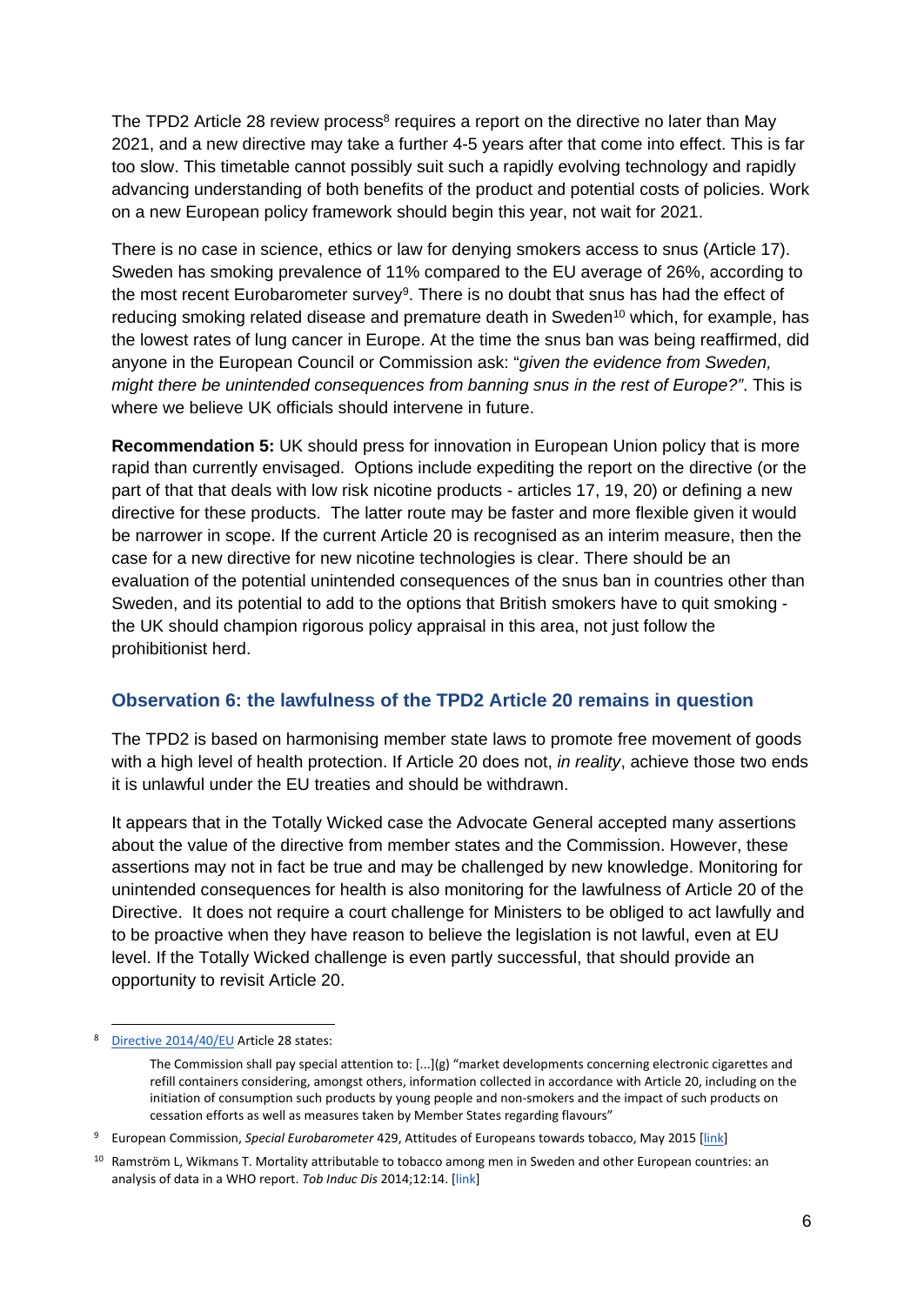The TPD2 Article 28 review process[8] requires a report on the directive no later than May 2021, and a new directive may take a further 4-5 years after that come into effect. This is far too slow. This timetable cannot possibly suit such a rapidly evolving technology and rapidly advancing understanding of both benefits of the product and potential costs of policies. Work on a new European policy framework should begin this year, not wait for 2021.

There is no case in science, ethics or law for denying smokers access to snus (Article 17). Sweden has smoking prevalence of 11% compared to the EU average of 26%, according to the most recent Eurobarometer survey[9]. There is no doubt that snus has had the effect of reducing smoking related disease and premature death in Sweden[10] which, for example, has the lowest rates of lung cancer in Europe. At the time the snus ban was being reaffirmed, did anyone in the European Council or Commission ask: "*given the evidence from Sweden, might there be unintended consequences from banning snus in the rest of Europe?"*. This is where we believe UK officials should intervene in future.

**Recommendation 5:** UK should press for innovation in European Union policy that is more rapid than currently envisaged. Options include expediting the report on the directive (or the part of that that deals with low risk nicotine products - articles 17, 19, 20) or defining a new directive for these products. The latter route may be faster and more flexible given it would be narrower in scope. If the current Article 20 is recognised as an interim measure, then the case for a new directive for new nicotine technologies is clear. There should be an evaluation of the potential unintended consequences of the snus ban in countries other than Sweden, and its potential to add to the options that British smokers have to quit smoking - the UK should champion rigorous policy appraisal in this area, not just follow the prohibitionist herd.

## Observation 6: the lawfulness of the TPD2 Article 20 remains in question

The TPD2 is based on harmonising member state laws to promote free movement of goods with a high level of health protection. If Article 20 does not, *in reality*, achieve those two ends it is unlawful under the EU treaties and should be withdrawn.

It appears that in the Totally Wicked case the Advocate General accepted many assertions about the value of the directive from member states and the Commission. However, these assertions may not in fact be true and may be challenged by new knowledge. Monitoring for unintended consequences for health is also monitoring for the lawfulness of Article 20 of the Directive. It does not require a court challenge for Ministers to be obliged to act lawfully and to be proactive when they have reason to believe the legislation is not lawful, even at EU level. If the Totally Wicked challenge is even partly successful, that should provide an opportunity to revisit Article 20.

---

[8] Directive 2014/40/EU Article 28 states:

> The Commission shall pay special attention to: [...](g) "market developments concerning electronic cigarettes and refill containers considering, amongst others, information collected in accordance with Article 20, including on the initiation of consumption such products by young people and non-smokers and the impact of such products on cessation efforts as well as measures taken by Member States regarding flavours"

[9] European Commission, *Special Eurobarometer* 429, Attitudes of Europeans towards tobacco, May 2015 [link]

[10] Ramström L, Wikmans T. Mortality attributable to tobacco among men in Sweden and other European countries: an analysis of data in a WHO report. *Tob Induc Dis* 2014;12:14. [link]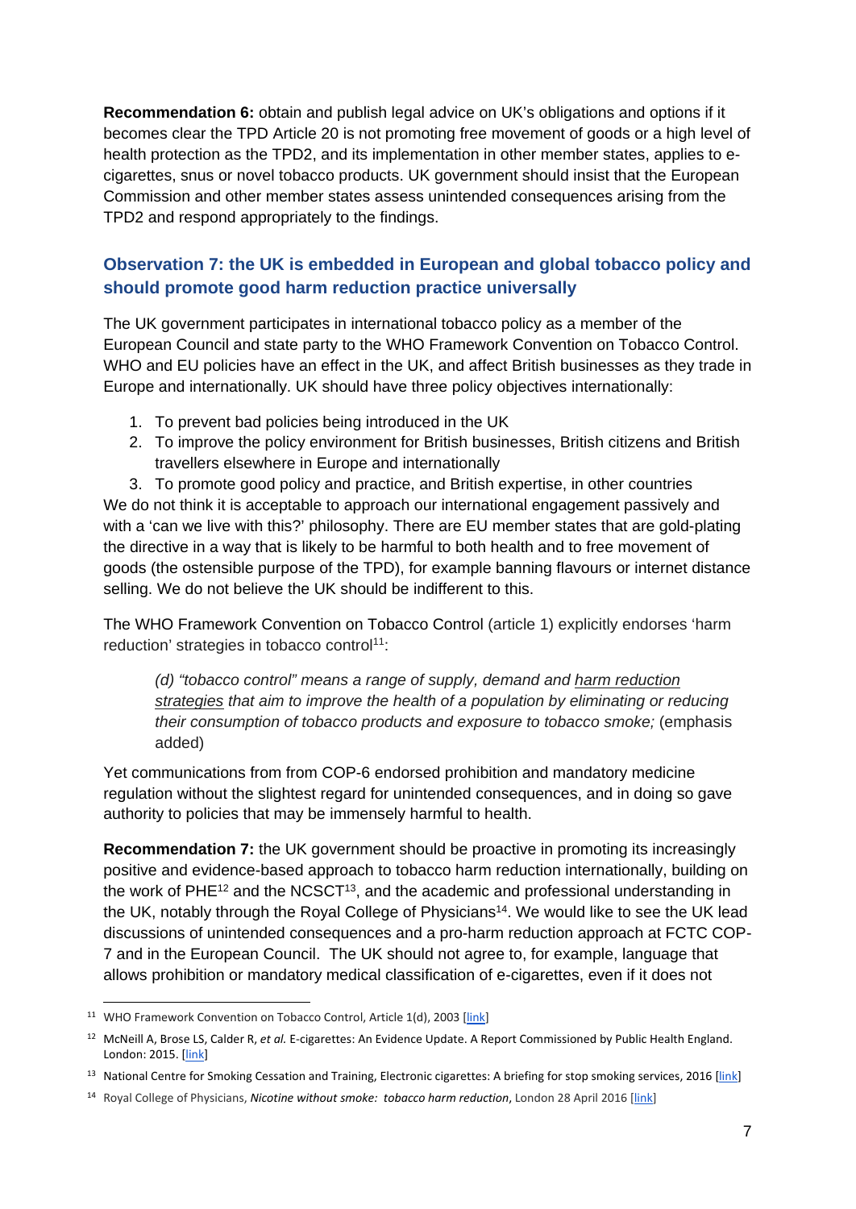**Recommendation 6:** obtain and publish legal advice on UK's obligations and options if it becomes clear the TPD Article 20 is not promoting free movement of goods or a high level of health protection as the TPD2, and its implementation in other member states, applies to e-cigarettes, snus or novel tobacco products. UK government should insist that the European Commission and other member states assess unintended consequences arising from the TPD2 and respond appropriately to the findings.

## Observation 7: the UK is embedded in European and global tobacco policy and should promote good harm reduction practice universally

The UK government participates in international tobacco policy as a member of the European Council and state party to the WHO Framework Convention on Tobacco Control. WHO and EU policies have an effect in the UK, and affect British businesses as they trade in Europe and internationally. UK should have three policy objectives internationally:

1. To prevent bad policies being introduced in the UK
2. To improve the policy environment for British businesses, British citizens and British travellers elsewhere in Europe and internationally
3. To promote good policy and practice, and British expertise, in other countries

We do not think it is acceptable to approach our international engagement passively and with a 'can we live with this?' philosophy. There are EU member states that are gold-plating the directive in a way that is likely to be harmful to both health and to free movement of goods (the ostensible purpose of the TPD), for example banning flavours or internet distance selling. We do not believe the UK should be indifferent to this.

The WHO Framework Convention on Tobacco Control (article 1) explicitly endorses 'harm reduction' strategies in tobacco control[11]:

> *(d) "tobacco control" means a range of supply, demand and <u>harm reduction strategies</u> that aim to improve the health of a population by eliminating or reducing their consumption of tobacco products and exposure to tobacco smoke;* (emphasis added)

Yet communications from from COP-6 endorsed prohibition and mandatory medicine regulation without the slightest regard for unintended consequences, and in doing so gave authority to policies that may be immensely harmful to health.

**Recommendation 7:** the UK government should be proactive in promoting its increasingly positive and evidence-based approach to tobacco harm reduction internationally, building on the work of PHE[12] and the NCSCT[13], and the academic and professional understanding in the UK, notably through the Royal College of Physicians[14]. We would like to see the UK lead discussions of unintended consequences and a pro-harm reduction approach at FCTC COP-7 and in the European Council. The UK should not agree to, for example, language that allows prohibition or mandatory medical classification of e-cigarettes, even if it does not

---

[11] WHO Framework Convention on Tobacco Control, Article 1(d), 2003 [link]

[12] McNeill A, Brose LS, Calder R, *et al.* E-cigarettes: An Evidence Update. A Report Commissioned by Public Health England. London: 2015. [link]

[13] National Centre for Smoking Cessation and Training, Electronic cigarettes: A briefing for stop smoking services, 2016 [link]

[14] Royal College of Physicians, ***Nicotine without smoke: tobacco harm reduction***, London 28 April 2016 [link]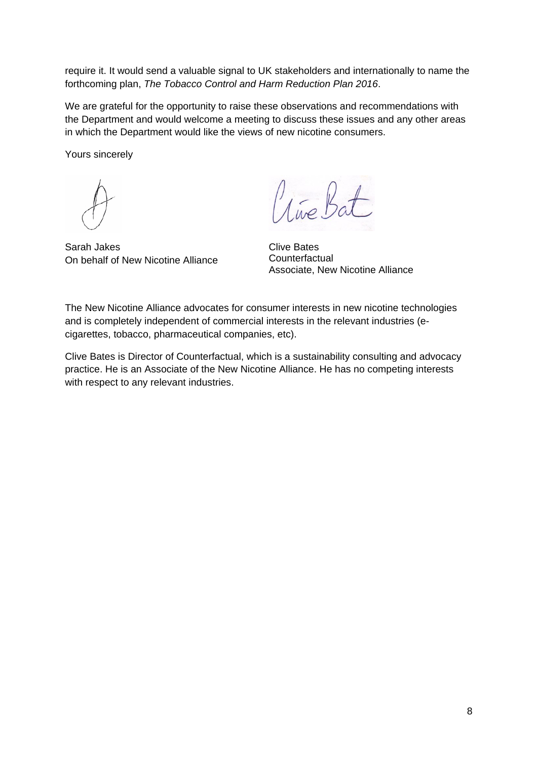require it. It would send a valuable signal to UK stakeholders and internationally to name the forthcoming plan, *The Tobacco Control and Harm Reduction Plan 2016*.

We are grateful for the opportunity to raise these observations and recommendations with the Department and would welcome a meeting to discuss these issues and any other areas in which the Department would like the views of new nicotine consumers.

Yours sincerely

Sarah Jakes
On behalf of New Nicotine Alliance

Clive Bates
Counterfactual
Associate, New Nicotine Alliance

The New Nicotine Alliance advocates for consumer interests in new nicotine technologies and is completely independent of commercial interests in the relevant industries (e-cigarettes, tobacco, pharmaceutical companies, etc).

Clive Bates is Director of Counterfactual, which is a sustainability consulting and advocacy practice. He is an Associate of the New Nicotine Alliance. He has no competing interests with respect to any relevant industries.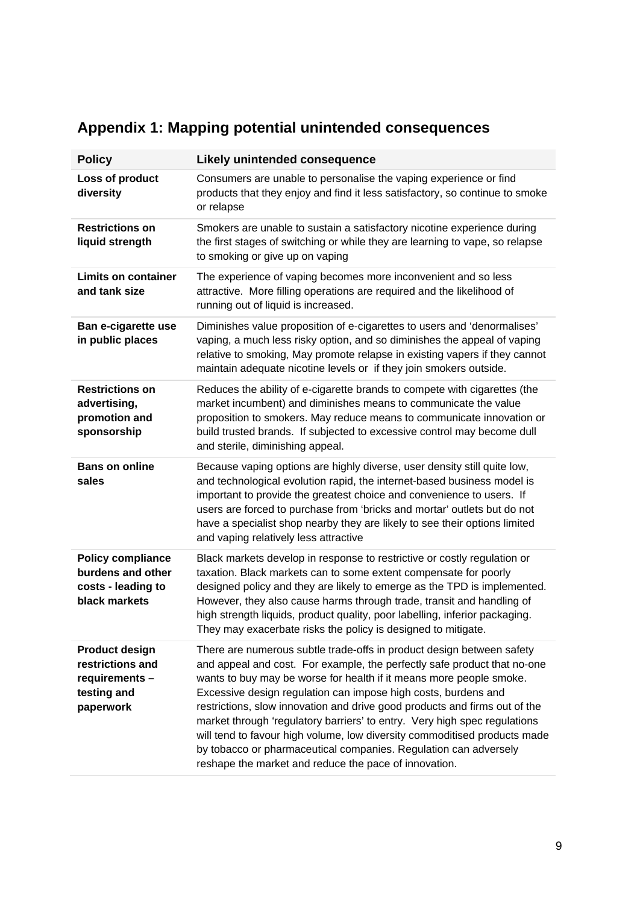## Appendix 1: Mapping potential unintended consequences

| Policy | Likely unintended consequence |
|---|---|
| **Loss of product diversity** | Consumers are unable to personalise the vaping experience or find products that they enjoy and find it less satisfactory, so continue to smoke or relapse |
| **Restrictions on liquid strength** | Smokers are unable to sustain a satisfactory nicotine experience during the first stages of switching or while they are learning to vape, so relapse to smoking or give up on vaping |
| **Limits on container and tank size** | The experience of vaping becomes more inconvenient and so less attractive. More filling operations are required and the likelihood of running out of liquid is increased. |
| **Ban e-cigarette use in public places** | Diminishes value proposition of e-cigarettes to users and 'denormalises' vaping, a much less risky option, and so diminishes the appeal of vaping relative to smoking, May promote relapse in existing vapers if they cannot maintain adequate nicotine levels or if they join smokers outside. |
| **Restrictions on advertising, promotion and sponsorship** | Reduces the ability of e-cigarette brands to compete with cigarettes (the market incumbent) and diminishes means to communicate the value proposition to smokers. May reduce means to communicate innovation or build trusted brands. If subjected to excessive control may become dull and sterile, diminishing appeal. |
| **Bans on online sales** | Because vaping options are highly diverse, user density still quite low, and technological evolution rapid, the internet-based business model is important to provide the greatest choice and convenience to users. If users are forced to purchase from 'bricks and mortar' outlets but do not have a specialist shop nearby they are likely to see their options limited and vaping relatively less attractive |
| **Policy compliance burdens and other costs - leading to black markets** | Black markets develop in response to restrictive or costly regulation or taxation. Black markets can to some extent compensate for poorly designed policy and they are likely to emerge as the TPD is implemented. However, they also cause harms through trade, transit and handling of high strength liquids, product quality, poor labelling, inferior packaging. They may exacerbate risks the policy is designed to mitigate. |
| **Product design restrictions and requirements – testing and paperwork** | There are numerous subtle trade-offs in product design between safety and appeal and cost. For example, the perfectly safe product that no-one wants to buy may be worse for health if it means more people smoke. Excessive design regulation can impose high costs, burdens and restrictions, slow innovation and drive good products and firms out of the market through 'regulatory barriers' to entry. Very high spec regulations will tend to favour high volume, low diversity commoditised products made by tobacco or pharmaceutical companies. Regulation can adversely reshape the market and reduce the pace of innovation. |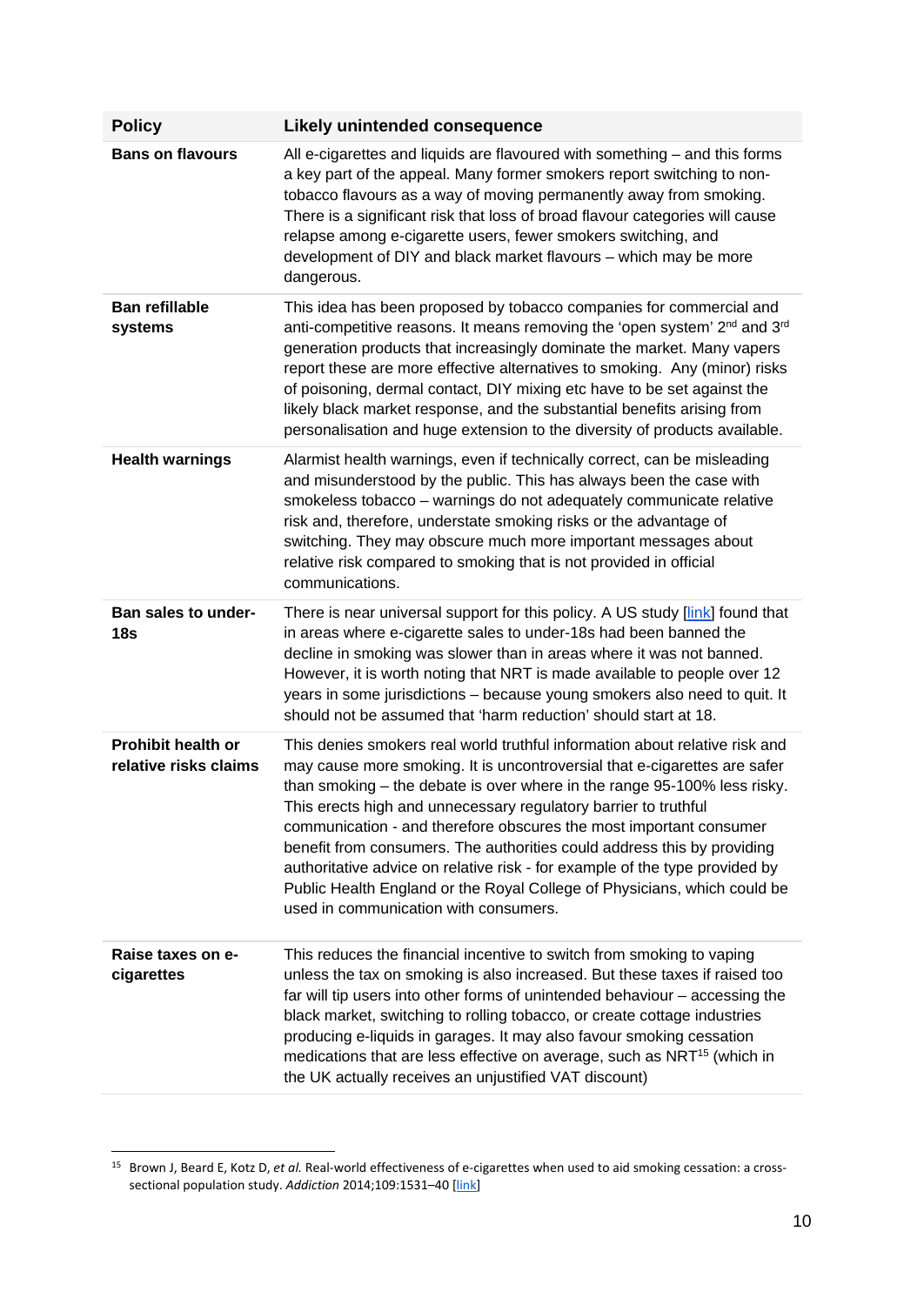| Policy | Likely unintended consequence |
|---|---|
| **Bans on flavours** | All e-cigarettes and liquids are flavoured with something – and this forms a key part of the appeal. Many former smokers report switching to non-tobacco flavours as a way of moving permanently away from smoking. There is a significant risk that loss of broad flavour categories will cause relapse among e-cigarette users, fewer smokers switching, and development of DIY and black market flavours – which may be more dangerous. |
| **Ban refillable systems** | This idea has been proposed by tobacco companies for commercial and anti-competitive reasons. It means removing the 'open system' 2nd and 3rd generation products that increasingly dominate the market. Many vapers report these are more effective alternatives to smoking. Any (minor) risks of poisoning, dermal contact, DIY mixing etc have to be set against the likely black market response, and the substantial benefits arising from personalisation and huge extension to the diversity of products available. |
| **Health warnings** | Alarmist health warnings, even if technically correct, can be misleading and misunderstood by the public. This has always been the case with smokeless tobacco – warnings do not adequately communicate relative risk and, therefore, understate smoking risks or the advantage of switching. They may obscure much more important messages about relative risk compared to smoking that is not provided in official communications. |
| **Ban sales to under-18s** | There is near universal support for this policy. A US study [link] found that in areas where e-cigarette sales to under-18s had been banned the decline in smoking was slower than in areas where it was not banned. However, it is worth noting that NRT is made available to people over 12 years in some jurisdictions – because young smokers also need to quit. It should not be assumed that 'harm reduction' should start at 18. |
| **Prohibit health or relative risks claims** | This denies smokers real world truthful information about relative risk and may cause more smoking. It is uncontroversial that e-cigarettes are safer than smoking – the debate is over where in the range 95-100% less risky. This erects high and unnecessary regulatory barrier to truthful communication - and therefore obscures the most important consumer benefit from consumers. The authorities could address this by providing authoritative advice on relative risk - for example of the type provided by Public Health England or the Royal College of Physicians, which could be used in communication with consumers. |
| **Raise taxes on e-cigarettes** | This reduces the financial incentive to switch from smoking to vaping unless the tax on smoking is also increased. But these taxes if raised too far will tip users into other forms of unintended behaviour – accessing the black market, switching to rolling tobacco, or create cottage industries producing e-liquids in garages. It may also favour smoking cessation medications that are less effective on average, such as NRT[15] (which in the UK actually receives an unjustified VAT discount) |

[15] Brown J, Beard E, Kotz D, *et al.* Real-world effectiveness of e-cigarettes when used to aid smoking cessation: a cross-sectional population study. *Addiction* 2014;109:1531–40 [link]